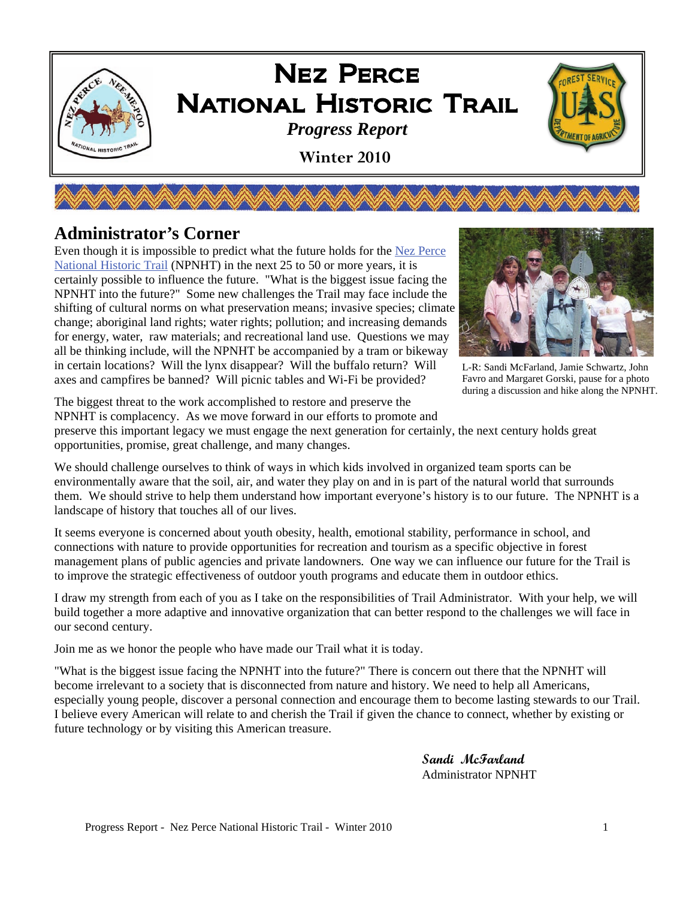# Nez Perce National Historic Trail

*Progress Report*

**Winter 2010**

## Administrator's Corner

Even though it is impossible to predict what the future holds for the Nez Perce National Historic Trail (NPNHT) in the next 25 to 50 or more years, it is certainly possible to influence the future. "What is the biggest issue facing the NPNHT into the future?" Some new challenges the Trail may face include the shifting of cultural norms on what preservation means; invasive species; climate change; aboriginal land rights; water rights; pollution; and increasing demands for energy, water, raw materials; and recreational land use. Questions we may all be thinking include, will the NPNHT be accompanied by a tram or bikeway in certain locations? Will the lynx disappear? Will the buffalo return? Will axes and campfires be banned? Will picnic tables and Wi-Fi be provided?

L-R: Sandi McFarland, Jamie Schwartz, John Favro and Margaret Gorski, pause for a photo during a discussion and hike along the NPNHT.

The biggest threat to the work accomplished to restore and preserve the NPNHT is complacency. As we move forward in our efforts to promote and preserve this important legacy we must engage the next generation for certainly, the next century holds great opportunities, promise, great challenge, and many changes.

We should challenge ourselves to think of ways in which kids involved in organized team sports can be environmentally aware that the soil, air, and water they play on and in is part of the natural world that surrounds them. We should strive to help them understand how important everyone's history is to our future. The NPNHT is a landscape of history that touches all of our lives.

It seems everyone is concerned about youth obesity, health, emotional stability, performance in school, and connections with nature to provide opportunities for recreation and tourism as a specific objective in forest management plans of public agencies and private landowners. One way we can influence our future for the Trail is to improve the strategic effectiveness of outdoor youth programs and educate them in outdoor ethics.

I draw my strength from each of you as I take on the responsibilities of Trail Administrator. With your help, we will build together a more adaptive and innovative organization that can better respond to the challenges we will face in our second century.

Join me as we honor the people who have made our Trail what it is today.

"What is the biggest issue facing the NPNHT into the future?" There is concern out there that the NPNHT will become irrelevant to a society that is disconnected from nature and history. We need to help all Americans, especially young people, discover a personal connection and encourage them to become lasting stewards to our Trail. I believe every American will relate to and cherish the Trail if given the chance to connect, whether by existing or future technology or by visiting this American treasure.

*Sandi McFarland*
Administrator NPNHT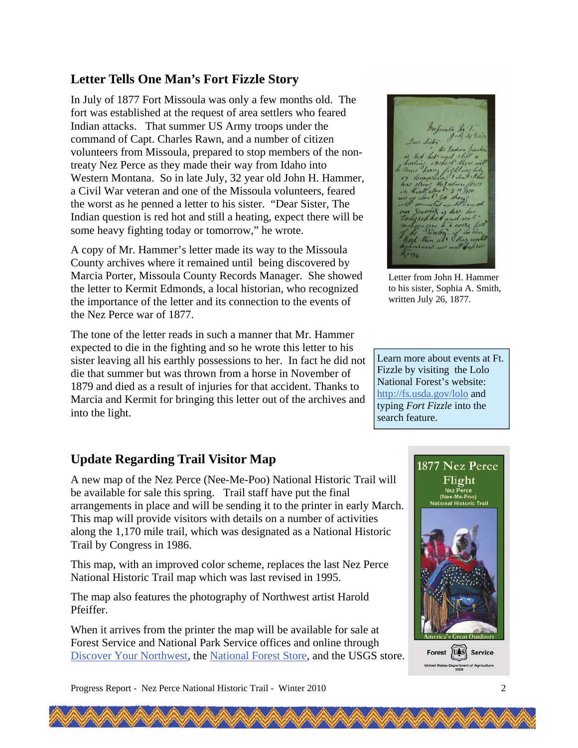## Letter Tells One Man's Fort Fizzle Story

In July of 1877 Fort Missoula was only a few months old. The fort was established at the request of area settlers who feared Indian attacks. That summer US Army troops under the command of Capt. Charles Rawn, and a number of citizen volunteers from Missoula, prepared to stop members of the non-treaty Nez Perce as they made their way from Idaho into Western Montana. So in late July, 32 year old John H. Hammer, a Civil War veteran and one of the Missoula volunteers, feared the worst as he penned a letter to his sister. "Dear Sister, The Indian question is red hot and still a heating, expect there will be some heavy fighting today or tomorrow," he wrote.

A copy of Mr. Hammer's letter made its way to the Missoula County archives where it remained until being discovered by Marcia Porter, Missoula County Records Manager. She showed the letter to Kermit Edmonds, a local historian, who recognized the importance of the letter and its connection to the events of the Nez Perce war of 1877.

Letter from John H. Hammer to his sister, Sophia A. Smith, written July 26, 1877.

The tone of the letter reads in such a manner that Mr. Hammer expected to die in the fighting and so he wrote this letter to his sister leaving all his earthly possessions to her. In fact he did not die that summer but was thrown from a horse in November of 1879 and died as a result of injuries for that accident. Thanks to Marcia and Kermit for bringing this letter out of the archives and into the light.

Learn more about events at Ft. Fizzle by visiting the Lolo National Forest's website: http://fs.usda.gov/lolo and typing *Fort Fizzle* into the search feature.

## Update Regarding Trail Visitor Map

A new map of the Nez Perce (Nee-Me-Poo) National Historic Trail will be available for sale this spring. Trail staff have put the final arrangements in place and will be sending it to the printer in early March. This map will provide visitors with details on a number of activities along the 1,170 mile trail, which was designated as a National Historic Trail by Congress in 1986.

This map, with an improved color scheme, replaces the last Nez Perce National Historic Trail map which was last revised in 1995.

The map also features the photography of Northwest artist Harold Pfeiffer.

When it arrives from the printer the map will be available for sale at Forest Service and National Park Service offices and online through Discover Your Northwest, the National Forest Store, and the USGS store.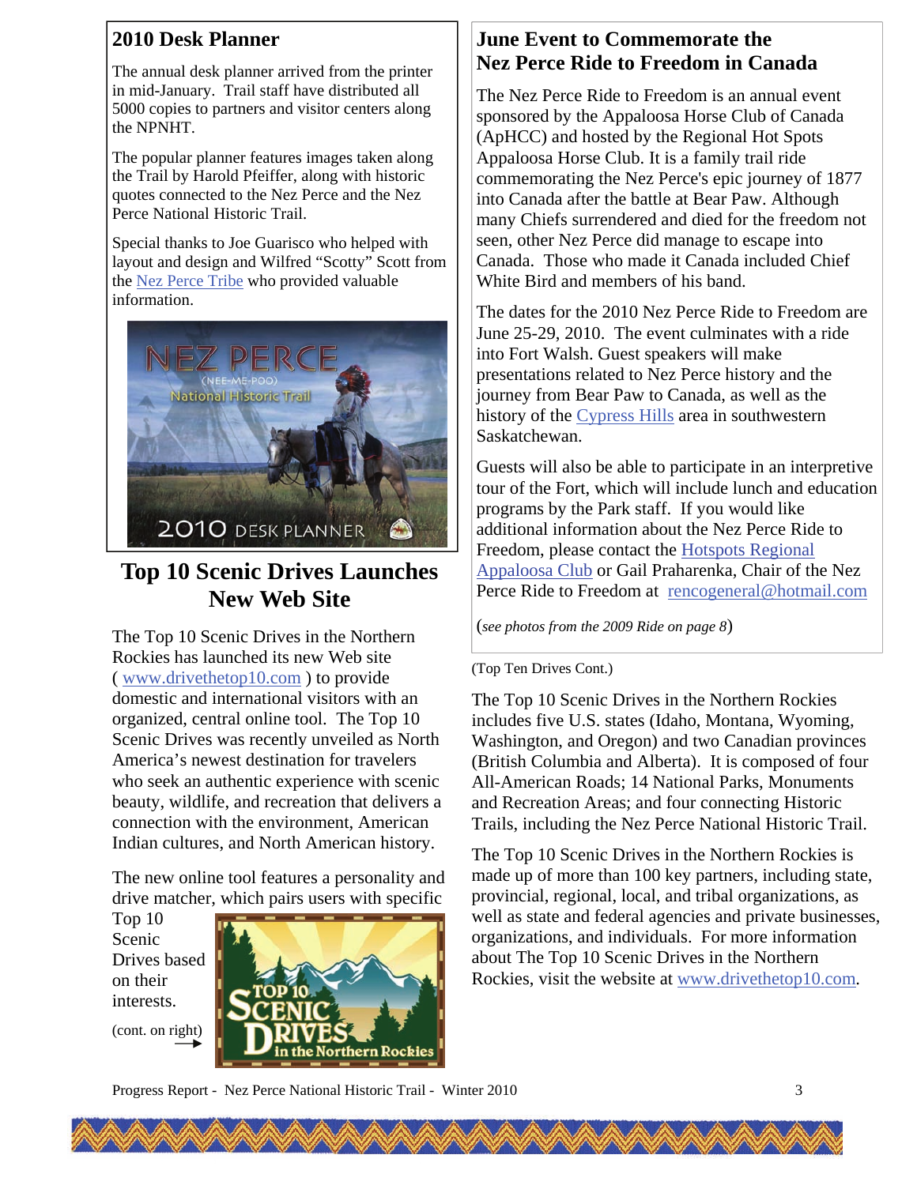## 2010 Desk Planner

The annual desk planner arrived from the printer in mid-January. Trail staff have distributed all 5000 copies to partners and visitor centers along the NPNHT.

The popular planner features images taken along the Trail by Harold Pfeiffer, along with historic quotes connected to the Nez Perce and the Nez Perce National Historic Trail.

Special thanks to Joe Guarisco who helped with layout and design and Wilfred "Scotty" Scott from the Nez Perce Tribe who provided valuable information.

## Top 10 Scenic Drives Launches New Web Site

The Top 10 Scenic Drives in the Northern Rockies has launched its new Web site ( www.drivethetop10.com ) to provide domestic and international visitors with an organized, central online tool. The Top 10 Scenic Drives was recently unveiled as North America's newest destination for travelers who seek an authentic experience with scenic beauty, wildlife, and recreation that delivers a connection with the environment, American Indian cultures, and North American history.

The new online tool features a personality and drive matcher, which pairs users with specific Top 10 Scenic Drives based on their interests.

(cont. on right)

## June Event to Commemorate the Nez Perce Ride to Freedom in Canada

The Nez Perce Ride to Freedom is an annual event sponsored by the Appaloosa Horse Club of Canada (ApHCC) and hosted by the Regional Hot Spots Appaloosa Horse Club. It is a family trail ride commemorating the Nez Perce's epic journey of 1877 into Canada after the battle at Bear Paw. Although many Chiefs surrendered and died for the freedom not seen, other Nez Perce did manage to escape into Canada. Those who made it Canada included Chief White Bird and members of his band.

The dates for the 2010 Nez Perce Ride to Freedom are June 25-29, 2010. The event culminates with a ride into Fort Walsh. Guest speakers will make presentations related to Nez Perce history and the journey from Bear Paw to Canada, as well as the history of the Cypress Hills area in southwestern Saskatchewan.

Guests will also be able to participate in an interpretive tour of the Fort, which will include lunch and education programs by the Park staff. If you would like additional information about the Nez Perce Ride to Freedom, please contact the Hotspots Regional Appaloosa Club or Gail Praharenka, Chair of the Nez Perce Ride to Freedom at rencogeneral@hotmail.com

(*see photos from the 2009 Ride on page 8*)

(Top Ten Drives Cont.)

The Top 10 Scenic Drives in the Northern Rockies includes five U.S. states (Idaho, Montana, Wyoming, Washington, and Oregon) and two Canadian provinces (British Columbia and Alberta). It is composed of four All-American Roads; 14 National Parks, Monuments and Recreation Areas; and four connecting Historic Trails, including the Nez Perce National Historic Trail.

The Top 10 Scenic Drives in the Northern Rockies is made up of more than 100 key partners, including state, provincial, regional, local, and tribal organizations, as well as state and federal agencies and private businesses, organizations, and individuals. For more information about The Top 10 Scenic Drives in the Northern Rockies, visit the website at www.drivethetop10.com.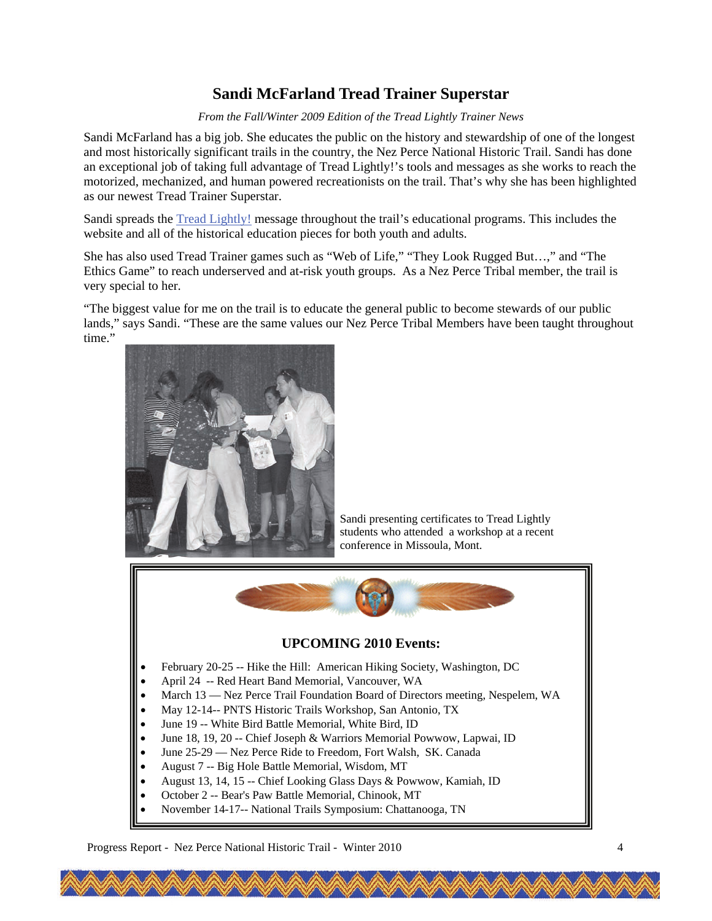# Sandi McFarland Tread Trainer Superstar

*From the Fall/Winter 2009 Edition of the Tread Lightly Trainer News*

Sandi McFarland has a big job. She educates the public on the history and stewardship of one of the longest and most historically significant trails in the country, the Nez Perce National Historic Trail. Sandi has done an exceptional job of taking full advantage of Tread Lightly!'s tools and messages as she works to reach the motorized, mechanized, and human powered recreationists on the trail. That's why she has been highlighted as our newest Tread Trainer Superstar.

Sandi spreads the Tread Lightly! message throughout the trail's educational programs. This includes the website and all of the historical education pieces for both youth and adults.

She has also used Tread Trainer games such as "Web of Life," "They Look Rugged But…," and "The Ethics Game" to reach underserved and at-risk youth groups. As a Nez Perce Tribal member, the trail is very special to her.

"The biggest value for me on the trail is to educate the general public to become stewards of our public lands," says Sandi. "These are the same values our Nez Perce Tribal Members have been taught throughout time."

Sandi presenting certificates to Tread Lightly students who attended a workshop at a recent conference in Missoula, Mont.

## UPCOMING 2010 Events:

- February 20-25 -- Hike the Hill: American Hiking Society, Washington, DC
- April 24 -- Red Heart Band Memorial, Vancouver, WA
- March 13 — Nez Perce Trail Foundation Board of Directors meeting, Nespelem, WA
- May 12-14-- PNTS Historic Trails Workshop, San Antonio, TX
- June 19 -- White Bird Battle Memorial, White Bird, ID
- June 18, 19, 20 -- Chief Joseph & Warriors Memorial Powwow, Lapwai, ID
- June 25-29 — Nez Perce Ride to Freedom, Fort Walsh, SK. Canada
- August 7 -- Big Hole Battle Memorial, Wisdom, MT
- August 13, 14, 15 -- Chief Looking Glass Days & Powwow, Kamiah, ID
- October 2 -- Bear's Paw Battle Memorial, Chinook, MT
- November 14-17-- National Trails Symposium: Chattanooga, TN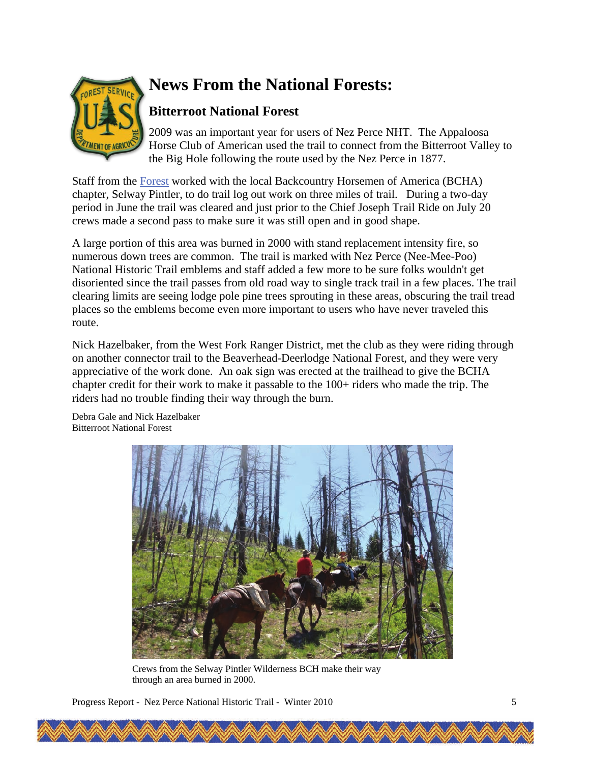# News From the National Forests:

## Bitterroot National Forest

2009 was an important year for users of Nez Perce NHT. The Appaloosa Horse Club of American used the trail to connect from the Bitterroot Valley to the Big Hole following the route used by the Nez Perce in 1877.

Staff from the Forest worked with the local Backcountry Horsemen of America (BCHA) chapter, Selway Pintler, to do trail log out work on three miles of trail. During a two-day period in June the trail was cleared and just prior to the Chief Joseph Trail Ride on July 20 crews made a second pass to make sure it was still open and in good shape.

A large portion of this area was burned in 2000 with stand replacement intensity fire, so numerous down trees are common. The trail is marked with Nez Perce (Nee-Mee-Poo) National Historic Trail emblems and staff added a few more to be sure folks wouldn't get disoriented since the trail passes from old road way to single track trail in a few places. The trail clearing limits are seeing lodge pole pine trees sprouting in these areas, obscuring the trail tread places so the emblems become even more important to users who have never traveled this route.

Nick Hazelbaker, from the West Fork Ranger District, met the club as they were riding through on another connector trail to the Beaverhead-Deerlodge National Forest, and they were very appreciative of the work done. An oak sign was erected at the trailhead to give the BCHA chapter credit for their work to make it passable to the 100+ riders who made the trip. The riders had no trouble finding their way through the burn.

Debra Gale and Nick Hazelbaker
Bitterroot National Forest

Crews from the Selway Pintler Wilderness BCH make their way through an area burned in 2000.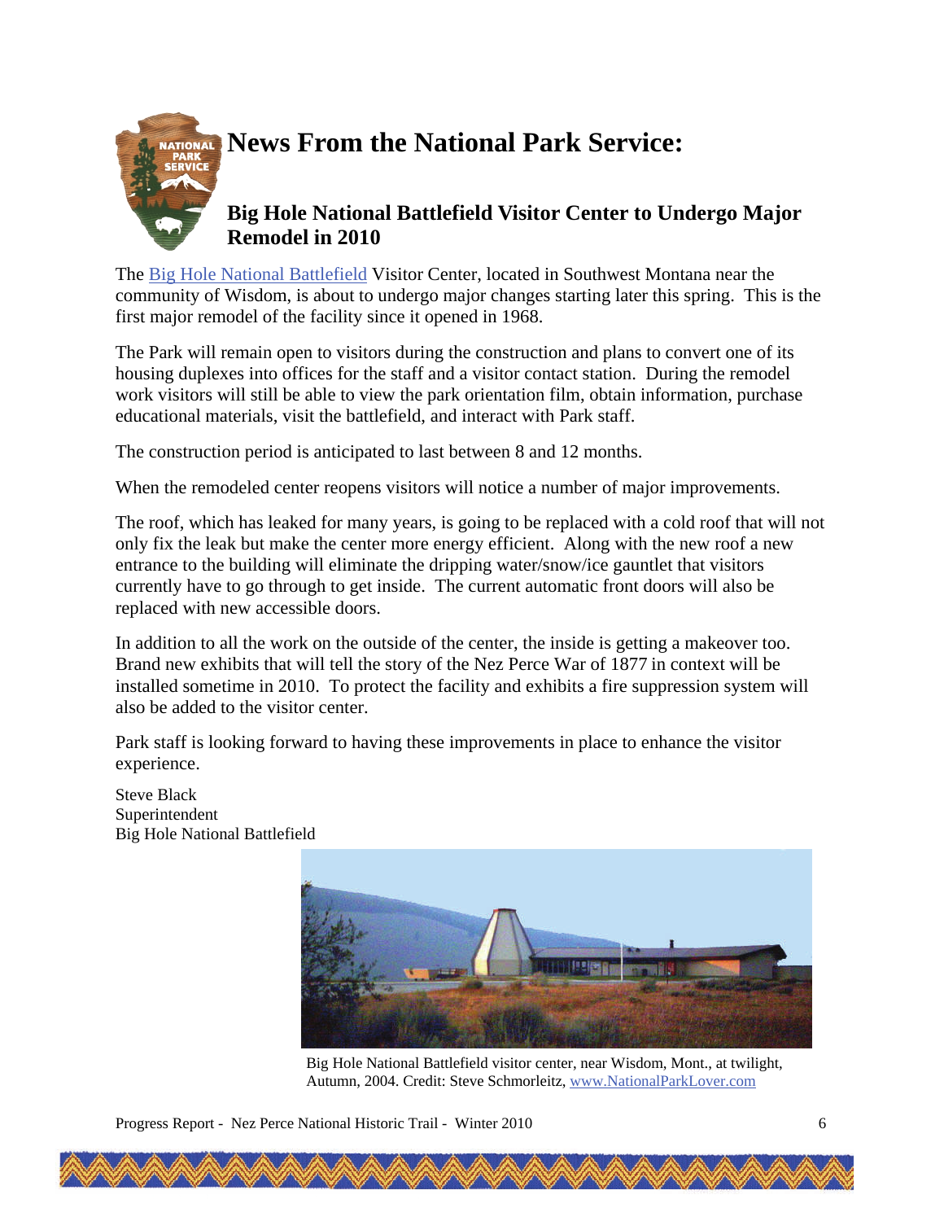# News From the National Park Service:

## Big Hole National Battlefield Visitor Center to Undergo Major Remodel in 2010

The [Big Hole National Battlefield](Big Hole National Battlefield) Visitor Center, located in Southwest Montana near the community of Wisdom, is about to undergo major changes starting later this spring. This is the first major remodel of the facility since it opened in 1968.

The Park will remain open to visitors during the construction and plans to convert one of its housing duplexes into offices for the staff and a visitor contact station. During the remodel work visitors will still be able to view the park orientation film, obtain information, purchase educational materials, visit the battlefield, and interact with Park staff.

The construction period is anticipated to last between 8 and 12 months.

When the remodeled center reopens visitors will notice a number of major improvements.

The roof, which has leaked for many years, is going to be replaced with a cold roof that will not only fix the leak but make the center more energy efficient. Along with the new roof a new entrance to the building will eliminate the dripping water/snow/ice gauntlet that visitors currently have to go through to get inside. The current automatic front doors will also be replaced with new accessible doors.

In addition to all the work on the outside of the center, the inside is getting a makeover too. Brand new exhibits that will tell the story of the Nez Perce War of 1877 in context will be installed sometime in 2010. To protect the facility and exhibits a fire suppression system will also be added to the visitor center.

Park staff is looking forward to having these improvements in place to enhance the visitor experience.

Steve Black
Superintendent
Big Hole National Battlefield

Big Hole National Battlefield visitor center, near Wisdom, Mont., at twilight, Autumn, 2004. Credit: Steve Schmorleitz, www.NationalParkLover.com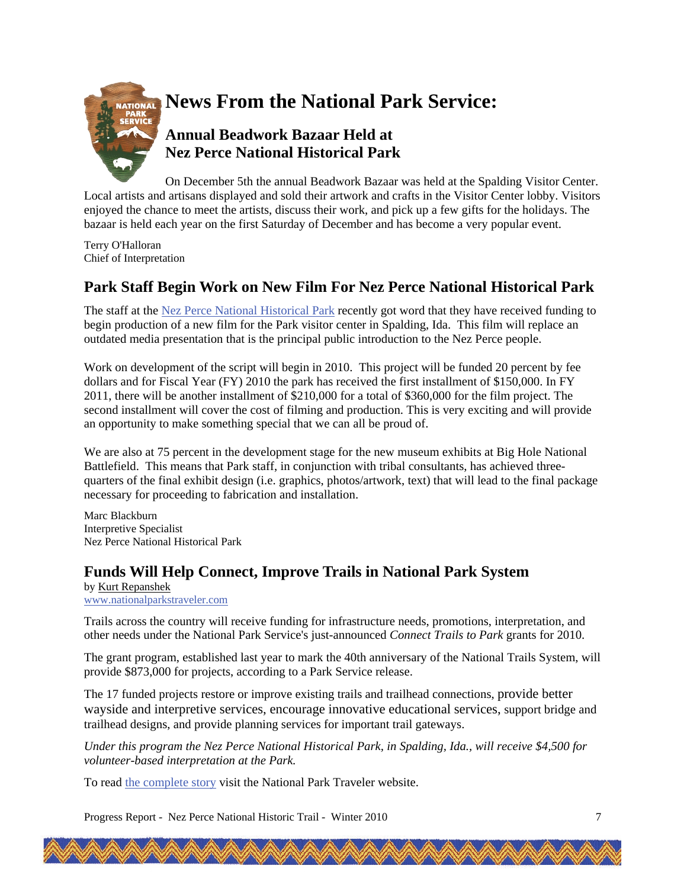# News From the National Park Service:

## Annual Beadwork Bazaar Held at Nez Perce National Historical Park

On December 5th the annual Beadwork Bazaar was held at the Spalding Visitor Center. Local artists and artisans displayed and sold their artwork and crafts in the Visitor Center lobby. Visitors enjoyed the chance to meet the artists, discuss their work, and pick up a few gifts for the holidays. The bazaar is held each year on the first Saturday of December and has become a very popular event.

Terry O'Halloran
Chief of Interpretation

## Park Staff Begin Work on New Film For Nez Perce National Historical Park

The staff at the Nez Perce National Historical Park recently got word that they have received funding to begin production of a new film for the Park visitor center in Spalding, Ida. This film will replace an outdated media presentation that is the principal public introduction to the Nez Perce people.

Work on development of the script will begin in 2010. This project will be funded 20 percent by fee dollars and for Fiscal Year (FY) 2010 the park has received the first installment of $150,000. In FY 2011, there will be another installment of $210,000 for a total of $360,000 for the film project. The second installment will cover the cost of filming and production. This is very exciting and will provide an opportunity to make something special that we can all be proud of.

We are also at 75 percent in the development stage for the new museum exhibits at Big Hole National Battlefield. This means that Park staff, in conjunction with tribal consultants, has achieved three-quarters of the final exhibit design (i.e. graphics, photos/artwork, text) that will lead to the final package necessary for proceeding to fabrication and installation.

Marc Blackburn
Interpretive Specialist
Nez Perce National Historical Park

## Funds Will Help Connect, Improve Trails in National Park System

by Kurt Repanshek
www.nationalparkstraveler.com

Trails across the country will receive funding for infrastructure needs, promotions, interpretation, and other needs under the National Park Service's just-announced *Connect Trails to Park* grants for 2010.

The grant program, established last year to mark the 40th anniversary of the National Trails System, will provide $873,000 for projects, according to a Park Service release.

The 17 funded projects restore or improve existing trails and trailhead connections, provide better wayside and interpretive services, encourage innovative educational services, support bridge and trailhead designs, and provide planning services for important trail gateways.

*Under this program the Nez Perce National Historical Park, in Spalding, Ida., will receive $4,500 for volunteer-based interpretation at the Park.*

To read the complete story visit the National Park Traveler website.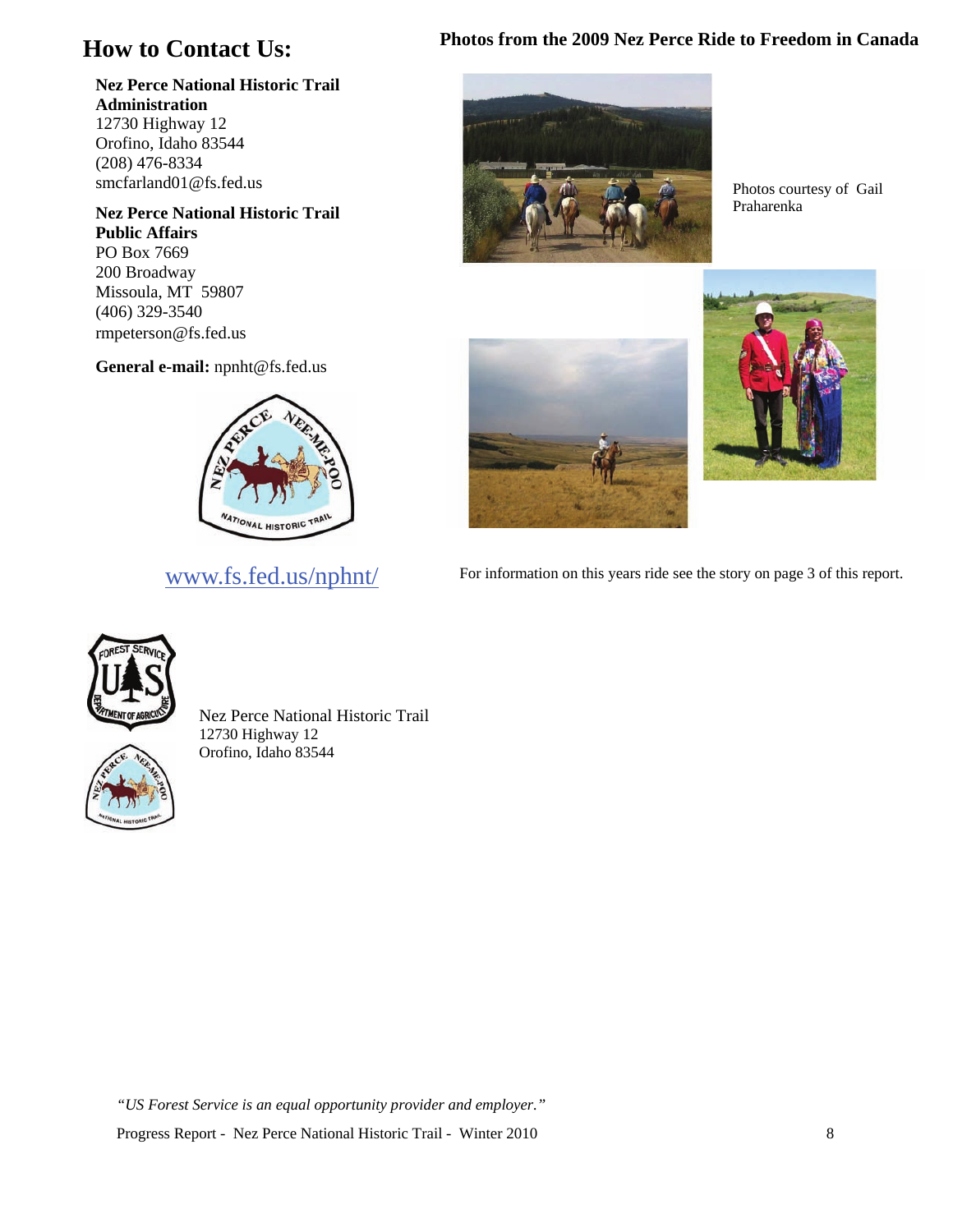## How to Contact Us:

**Nez Perce National Historic Trail Administration**
12730 Highway 12
Orofino, Idaho 83544
(208) 476-8334
smcfarland01@fs.fed.us

**Nez Perce National Historic Trail Public Affairs**
PO Box 7669
200 Broadway
Missoula, MT 59807
(406) 329-3540
rmpeterson@fs.fed.us

**General e-mail:** npnht@fs.fed.us

www.fs.fed.us/nphnt/

## Photos from the 2009 Nez Perce Ride to Freedom in Canada

Photos courtesy of Gail Praharenka

For information on this years ride see the story on page 3 of this report.

Nez Perce National Historic Trail
12730 Highway 12
Orofino, Idaho 83544

*"US Forest Service is an equal opportunity provider and employer."*